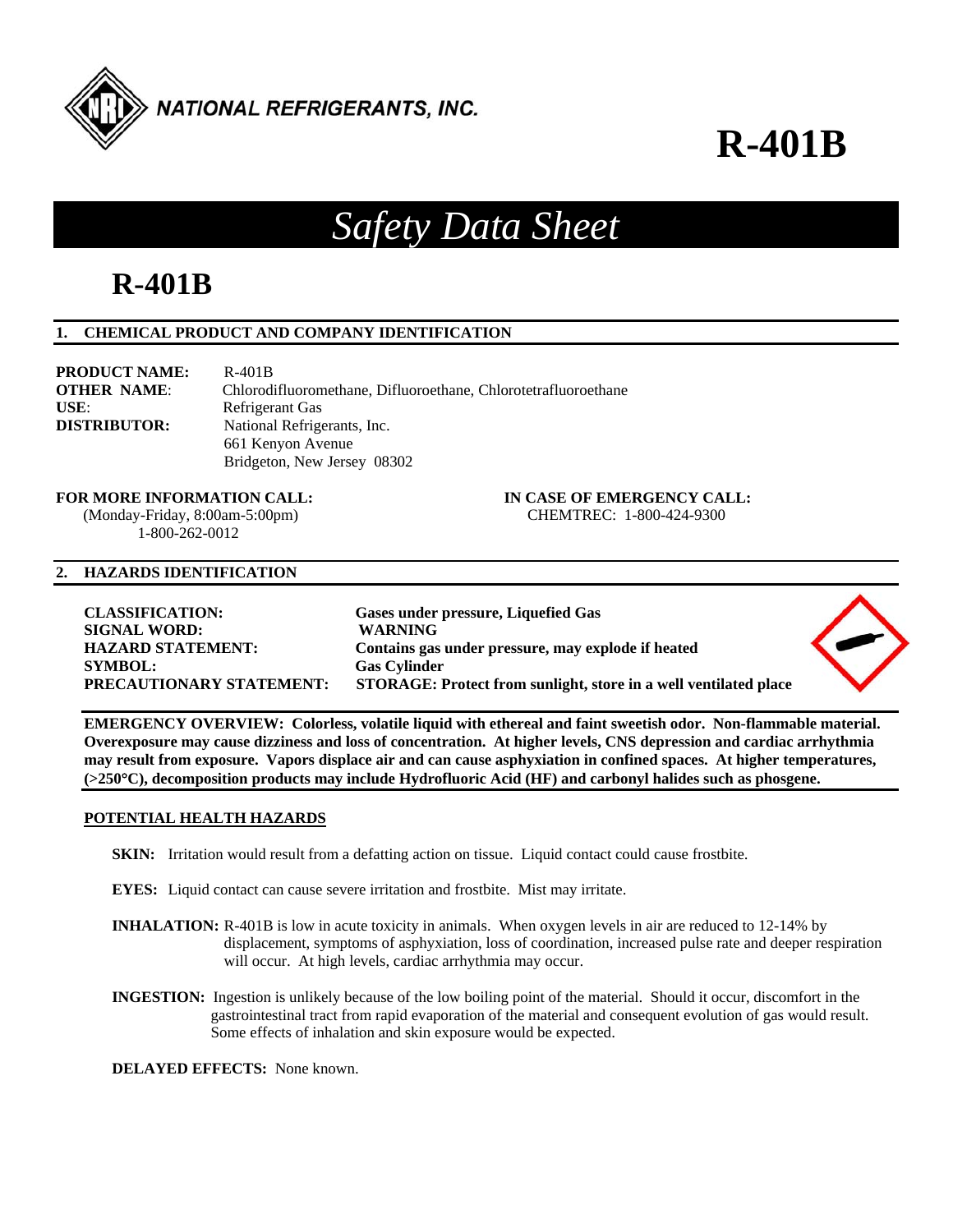NATIONAL REFRIGERANTS, INC.

# R-401B

# *Safety Data Sheet*

## R-401B

### 1. CHEMICAL PRODUCT AND COMPANY IDENTIFICATION

**PRODUCT NAME:** R-401B
**OTHER NAME**: Chlorodifluoromethane, Difluoroethane, Chlorotetrafluoroethane
**USE**: Refrigerant Gas
**DISTRIBUTOR:** National Refrigerants, Inc.
661 Kenyon Avenue
Bridgeton, New Jersey 08302

**FOR MORE INFORMATION CALL:**
(Monday-Friday, 8:00am-5:00pm)
1-800-262-0012

**IN CASE OF EMERGENCY CALL:**
CHEMTREC: 1-800-424-9300

### 2. HAZARDS IDENTIFICATION

**CLASSIFICATION:** **Gases under pressure, Liquefied Gas**
**SIGNAL WORD:** **WARNING**
**HAZARD STATEMENT:** **Contains gas under pressure, may explode if heated**
**SYMBOL:** **Gas Cylinder**
**PRECAUTIONARY STATEMENT:** **STORAGE: Protect from sunlight, store in a well ventilated place**

**EMERGENCY OVERVIEW: Colorless, volatile liquid with ethereal and faint sweetish odor. Non-flammable material. Overexposure may cause dizziness and loss of concentration. At higher levels, CNS depression and cardiac arrhythmia may result from exposure. Vapors displace air and can cause asphyxiation in confined spaces. At higher temperatures, (>250°C), decomposition products may include Hydrofluoric Acid (HF) and carbonyl halides such as phosgene.**

**POTENTIAL HEALTH HAZARDS**

**SKIN:** Irritation would result from a defatting action on tissue. Liquid contact could cause frostbite.

**EYES:** Liquid contact can cause severe irritation and frostbite. Mist may irritate.

**INHALATION:** R-401B is low in acute toxicity in animals. When oxygen levels in air are reduced to 12-14% by displacement, symptoms of asphyxiation, loss of coordination, increased pulse rate and deeper respiration will occur. At high levels, cardiac arrhythmia may occur.

**INGESTION:** Ingestion is unlikely because of the low boiling point of the material. Should it occur, discomfort in the gastrointestinal tract from rapid evaporation of the material and consequent evolution of gas would result. Some effects of inhalation and skin exposure would be expected.

**DELAYED EFFECTS:** None known.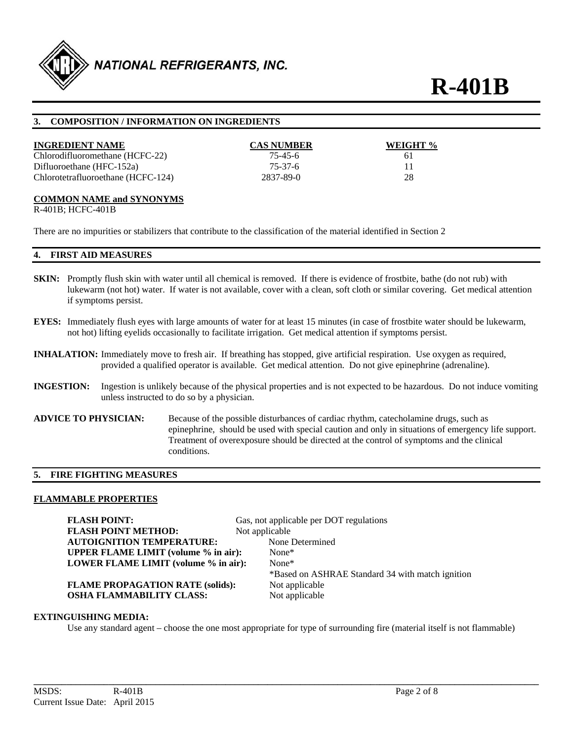## 3. COMPOSITION / INFORMATION ON INGREDIENTS

| INGREDIENT NAME | CAS NUMBER | WEIGHT % |
|---|---|---|
| Chlorodifluoromethane (HCFC-22) | 75-45-6 | 61 |
| Difluoroethane (HFC-152a) | 75-37-6 | 11 |
| Chlorotetrafluoroethane (HCFC-124) | 2837-89-0 | 28 |

**COMMON NAME and SYNONYMS**

R-401B; HCFC-401B

There are no impurities or stabilizers that contribute to the classification of the material identified in Section 2

## 4. FIRST AID MEASURES

**SKIN:** Promptly flush skin with water until all chemical is removed. If there is evidence of frostbite, bathe (do not rub) with lukewarm (not hot) water. If water is not available, cover with a clean, soft cloth or similar covering. Get medical attention if symptoms persist.

**EYES:** Immediately flush eyes with large amounts of water for at least 15 minutes (in case of frostbite water should be lukewarm, not hot) lifting eyelids occasionally to facilitate irrigation. Get medical attention if symptoms persist.

**INHALATION:** Immediately move to fresh air. If breathing has stopped, give artificial respiration. Use oxygen as required, provided a qualified operator is available. Get medical attention. Do not give epinephrine (adrenaline).

**INGESTION:** Ingestion is unlikely because of the physical properties and is not expected to be hazardous. Do not induce vomiting unless instructed to do so by a physician.

**ADVICE TO PHYSICIAN:** Because of the possible disturbances of cardiac rhythm, catecholamine drugs, such as epinephrine, should be used with special caution and only in situations of emergency life support. Treatment of overexposure should be directed at the control of symptoms and the clinical conditions.

## 5. FIRE FIGHTING MEASURES

**FLAMMABLE PROPERTIES**

**FLASH POINT:** Gas, not applicable per DOT regulations
**FLASH POINT METHOD:** Not applicable
**AUTOIGNITION TEMPERATURE:** None Determined
**UPPER FLAME LIMIT (volume % in air):** None*
**LOWER FLAME LIMIT (volume % in air):** None*
*Based on ASHRAE Standard 34 with match ignition
**FLAME PROPAGATION RATE (solids):** Not applicable
**OSHA FLAMMABILITY CLASS:** Not applicable

**EXTINGUISHING MEDIA:**

Use any standard agent – choose the one most appropriate for type of surrounding fire (material itself is not flammable)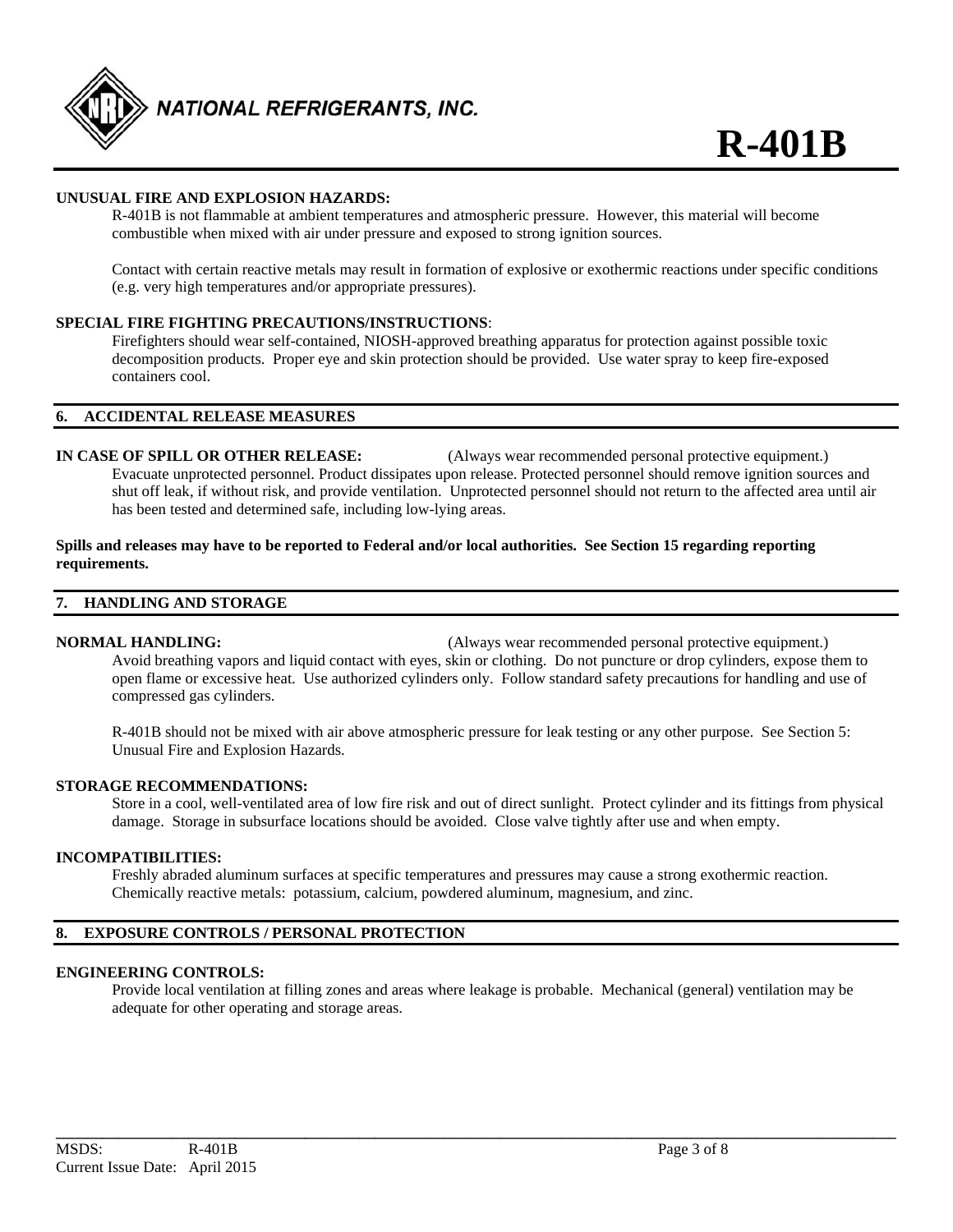**UNUSUAL FIRE AND EXPLOSION HAZARDS:**

R-401B is not flammable at ambient temperatures and atmospheric pressure. However, this material will become combustible when mixed with air under pressure and exposed to strong ignition sources.

Contact with certain reactive metals may result in formation of explosive or exothermic reactions under specific conditions (e.g. very high temperatures and/or appropriate pressures).

**SPECIAL FIRE FIGHTING PRECAUTIONS/INSTRUCTIONS**:

Firefighters should wear self-contained, NIOSH-approved breathing apparatus for protection against possible toxic decomposition products. Proper eye and skin protection should be provided. Use water spray to keep fire-exposed containers cool.

## 6. ACCIDENTAL RELEASE MEASURES

**IN CASE OF SPILL OR OTHER RELEASE:** (Always wear recommended personal protective equipment.)

Evacuate unprotected personnel. Product dissipates upon release. Protected personnel should remove ignition sources and shut off leak, if without risk, and provide ventilation. Unprotected personnel should not return to the affected area until air has been tested and determined safe, including low-lying areas.

**Spills and releases may have to be reported to Federal and/or local authorities. See Section 15 regarding reporting requirements.**

## 7. HANDLING AND STORAGE

**NORMAL HANDLING:** (Always wear recommended personal protective equipment.)

Avoid breathing vapors and liquid contact with eyes, skin or clothing. Do not puncture or drop cylinders, expose them to open flame or excessive heat. Use authorized cylinders only. Follow standard safety precautions for handling and use of compressed gas cylinders.

R-401B should not be mixed with air above atmospheric pressure for leak testing or any other purpose. See Section 5: Unusual Fire and Explosion Hazards.

**STORAGE RECOMMENDATIONS:**

Store in a cool, well-ventilated area of low fire risk and out of direct sunlight. Protect cylinder and its fittings from physical damage. Storage in subsurface locations should be avoided. Close valve tightly after use and when empty.

**INCOMPATIBILITIES:**

Freshly abraded aluminum surfaces at specific temperatures and pressures may cause a strong exothermic reaction. Chemically reactive metals: potassium, calcium, powdered aluminum, magnesium, and zinc.

## 8. EXPOSURE CONTROLS / PERSONAL PROTECTION

**ENGINEERING CONTROLS:**

Provide local ventilation at filling zones and areas where leakage is probable. Mechanical (general) ventilation may be adequate for other operating and storage areas.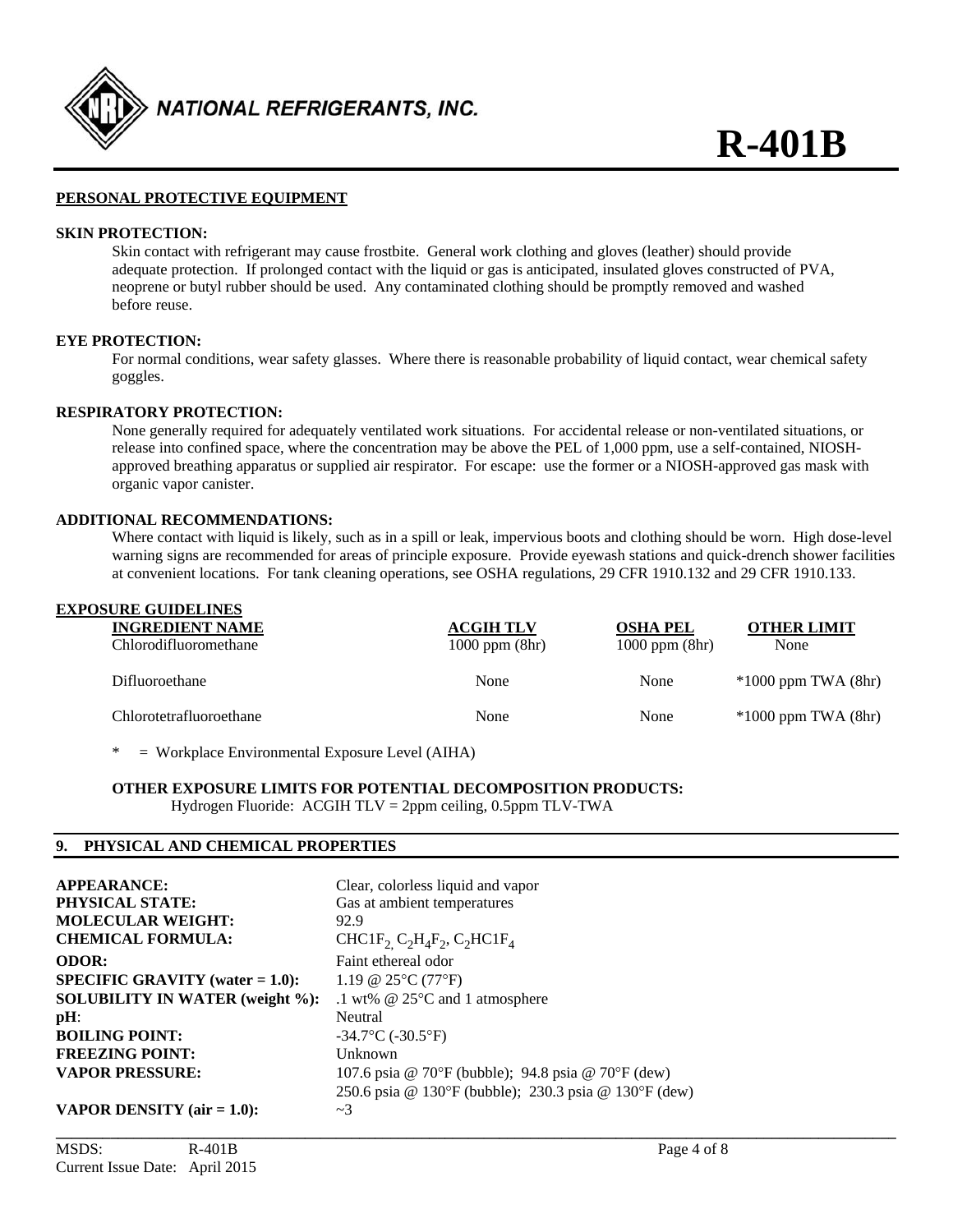## PERSONAL PROTECTIVE EQUIPMENT

**SKIN PROTECTION:**

Skin contact with refrigerant may cause frostbite. General work clothing and gloves (leather) should provide adequate protection. If prolonged contact with the liquid or gas is anticipated, insulated gloves constructed of PVA, neoprene or butyl rubber should be used. Any contaminated clothing should be promptly removed and washed before reuse.

**EYE PROTECTION:**

For normal conditions, wear safety glasses. Where there is reasonable probability of liquid contact, wear chemical safety goggles.

**RESPIRATORY PROTECTION:**

None generally required for adequately ventilated work situations. For accidental release or non-ventilated situations, or release into confined space, where the concentration may be above the PEL of 1,000 ppm, use a self-contained, NIOSH-approved breathing apparatus or supplied air respirator. For escape: use the former or a NIOSH-approved gas mask with organic vapor canister.

**ADDITIONAL RECOMMENDATIONS:**

Where contact with liquid is likely, such as in a spill or leak, impervious boots and clothing should be worn. High dose-level warning signs are recommended for areas of principle exposure. Provide eyewash stations and quick-drench shower facilities at convenient locations. For tank cleaning operations, see OSHA regulations, 29 CFR 1910.132 and 29 CFR 1910.133.

## EXPOSURE GUIDELINES

| INGREDIENT NAME | ACGIH TLV | OSHA PEL | OTHER LIMIT |
|---|---|---|---|
| Chlorodifluoromethane | 1000 ppm (8hr) | 1000 ppm (8hr) | None |
| Difluoroethane | None | None | *1000 ppm TWA (8hr) |
| Chlorotetrafluoroethane | None | None | *1000 ppm TWA (8hr) |

\* = Workplace Environmental Exposure Level (AIHA)

**OTHER EXPOSURE LIMITS FOR POTENTIAL DECOMPOSITION PRODUCTS:**

Hydrogen Fluoride: ACGIH TLV = 2ppm ceiling, 0.5ppm TLV-TWA

## 9. PHYSICAL AND CHEMICAL PROPERTIES

| | |
|---|---|
| **APPEARANCE:** | Clear, colorless liquid and vapor |
| **PHYSICAL STATE:** | Gas at ambient temperatures |
| **MOLECULAR WEIGHT:** | 92.9 |
| **CHEMICAL FORMULA:** | $CHC1F_2$, $C_2H_4F_2$, $C_2HC1F_4$ |
| **ODOR:** | Faint ethereal odor |
| **SPECIFIC GRAVITY (water = 1.0):** | 1.19 @ 25°C (77°F) |
| **SOLUBILITY IN WATER (weight %):** | .1 wt% @ 25°C and 1 atmosphere |
| **pH**: | Neutral |
| **BOILING POINT:** | -34.7°C (-30.5°F) |
| **FREEZING POINT:** | Unknown |
| **VAPOR PRESSURE:** | 107.6 psia @ 70°F (bubble); 94.8 psia @ 70°F (dew)<br>250.6 psia @ 130°F (bubble); 230.3 psia @ 130°F (dew) |
| **VAPOR DENSITY (air = 1.0):** | ~3 |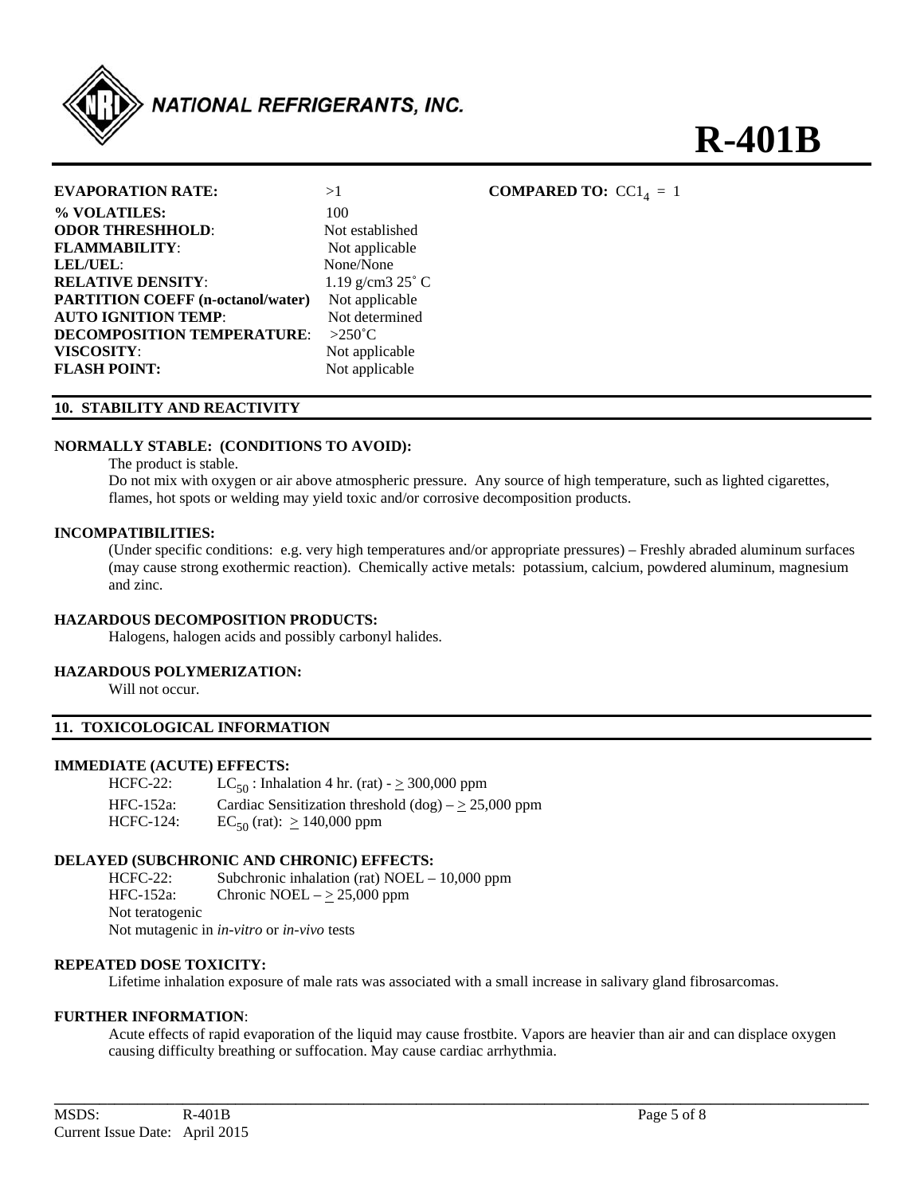NATIONAL REFRIGERANTS, INC.

# R-401B

| | | |
|---|---|---|
| **EVAPORATION RATE:** | >1 | **COMPARED TO:** $CCl_4$ = 1 |
| **% VOLATILES:** | 100 | |
| **ODOR THRESHHOLD**: | Not established | |
| **FLAMMABILITY**: | Not applicable | |
| **LEL/UEL**: | None/None | |
| **RELATIVE DENSITY**: | 1.19 g/cm3 25˚ C | |
| **PARTITION COEFF (n-octanol/water)** | Not applicable | |
| **AUTO IGNITION TEMP**: | Not determined | |
| **DECOMPOSITION TEMPERATURE**: | >250˚C | |
| **VISCOSITY**: | Not applicable | |
| **FLASH POINT:** | Not applicable | |

## 10. STABILITY AND REACTIVITY

**NORMALLY STABLE: (CONDITIONS TO AVOID):**

The product is stable.

Do not mix with oxygen or air above atmospheric pressure. Any source of high temperature, such as lighted cigarettes, flames, hot spots or welding may yield toxic and/or corrosive decomposition products.

**INCOMPATIBILITIES:**

(Under specific conditions: e.g. very high temperatures and/or appropriate pressures) – Freshly abraded aluminum surfaces (may cause strong exothermic reaction). Chemically active metals: potassium, calcium, powdered aluminum, magnesium and zinc.

**HAZARDOUS DECOMPOSITION PRODUCTS:**

Halogens, halogen acids and possibly carbonyl halides.

**HAZARDOUS POLYMERIZATION:**

Will not occur.

## 11. TOXICOLOGICAL INFORMATION

**IMMEDIATE (ACUTE) EFFECTS:**

| | |
|---|---|
| HCFC-22: | $LC_{50}$ : Inhalation 4 hr. (rat) - $\geq$ 300,000 ppm |
| HFC-152a: | Cardiac Sensitization threshold (dog) – $\geq$ 25,000 ppm |
| HCFC-124: | $EC_{50}$ (rat): $\geq$ 140,000 ppm |

**DELAYED (SUBCHRONIC AND CHRONIC) EFFECTS:**

| | |
|---|---|
| HCFC-22: | Subchronic inhalation (rat) NOEL – 10,000 ppm |
| HFC-152a: | Chronic NOEL – $\geq$ 25,000 ppm |

Not teratogenic

Not mutagenic in *in-vitro* or *in-vivo* tests

**REPEATED DOSE TOXICITY:**

Lifetime inhalation exposure of male rats was associated with a small increase in salivary gland fibrosarcomas.

**FURTHER INFORMATION**:

Acute effects of rapid evaporation of the liquid may cause frostbite. Vapors are heavier than air and can displace oxygen causing difficulty breathing or suffocation. May cause cardiac arrhythmia.

MSDS: R-401B
Current Issue Date: April 2015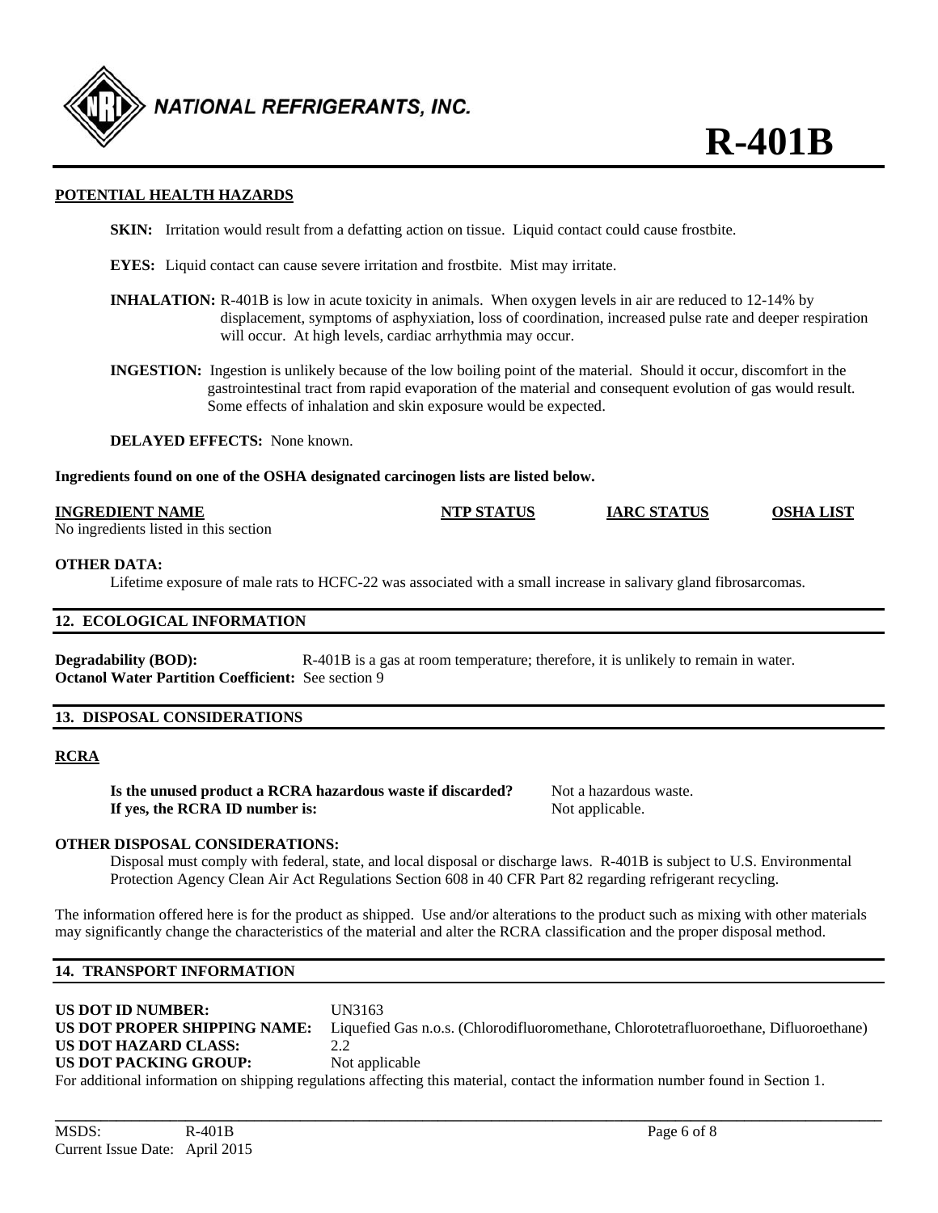**POTENTIAL HEALTH HAZARDS**

**SKIN:** Irritation would result from a defatting action on tissue. Liquid contact could cause frostbite.

**EYES:** Liquid contact can cause severe irritation and frostbite. Mist may irritate.

**INHALATION:** R-401B is low in acute toxicity in animals. When oxygen levels in air are reduced to 12-14% by displacement, symptoms of asphyxiation, loss of coordination, increased pulse rate and deeper respiration will occur. At high levels, cardiac arrhythmia may occur.

**INGESTION:** Ingestion is unlikely because of the low boiling point of the material. Should it occur, discomfort in the gastrointestinal tract from rapid evaporation of the material and consequent evolution of gas would result. Some effects of inhalation and skin exposure would be expected.

**DELAYED EFFECTS:** None known.

**Ingredients found on one of the OSHA designated carcinogen lists are listed below.**

| INGREDIENT NAME | NTP STATUS | IARC STATUS | OSHA LIST |
| --- | --- | --- | --- |
| No ingredients listed in this section | | | |

**OTHER DATA:**

Lifetime exposure of male rats to HCFC-22 was associated with a small increase in salivary gland fibrosarcomas.

## 12. ECOLOGICAL INFORMATION

**Degradability (BOD):** R-401B is a gas at room temperature; therefore, it is unlikely to remain in water.
**Octanol Water Partition Coefficient:** See section 9

## 13. DISPOSAL CONSIDERATIONS

**RCRA**

**Is the unused product a RCRA hazardous waste if discarded?** Not a hazardous waste.
**If yes, the RCRA ID number is:** Not applicable.

**OTHER DISPOSAL CONSIDERATIONS:**

Disposal must comply with federal, state, and local disposal or discharge laws. R-401B is subject to U.S. Environmental Protection Agency Clean Air Act Regulations Section 608 in 40 CFR Part 82 regarding refrigerant recycling.

The information offered here is for the product as shipped. Use and/or alterations to the product such as mixing with other materials may significantly change the characteristics of the material and alter the RCRA classification and the proper disposal method.

## 14. TRANSPORT INFORMATION

**US DOT ID NUMBER:** UN3163
**US DOT PROPER SHIPPING NAME:** Liquefied Gas n.o.s. (Chlorodifluoromethane, Chlorotetrafluoroethane, Difluoroethane)
**US DOT HAZARD CLASS:** 2.2
**US DOT PACKING GROUP:** Not applicable

For additional information on shipping regulations affecting this material, contact the information number found in Section 1.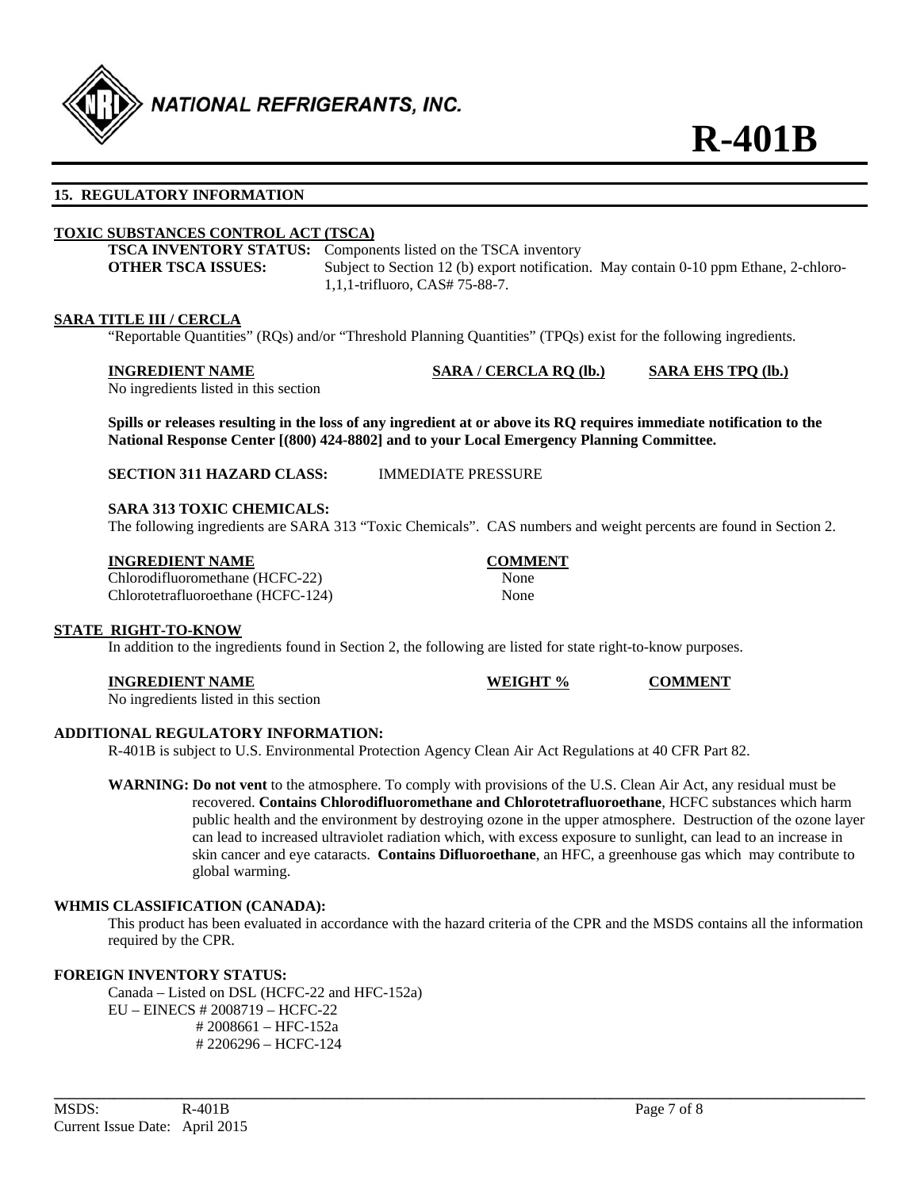## 15. REGULATORY INFORMATION

### TOXIC SUBSTANCES CONTROL ACT (TSCA)

**TSCA INVENTORY STATUS:** Components listed on the TSCA inventory

**OTHER TSCA ISSUES:** Subject to Section 12 (b) export notification. May contain 0-10 ppm Ethane, 2-chloro-1,1,1-trifluoro, CAS# 75-88-7.

### SARA TITLE III / CERCLA

"Reportable Quantities" (RQs) and/or "Threshold Planning Quantities" (TPQs) exist for the following ingredients.

| INGREDIENT NAME | SARA / CERCLA RQ (lb.) | SARA EHS TPQ (lb.) |
|---|---|---|
| No ingredients listed in this section | | |

**Spills or releases resulting in the loss of any ingredient at or above its RQ requires immediate notification to the National Response Center [(800) 424-8802] and to your Local Emergency Planning Committee.**

**SECTION 311 HAZARD CLASS:** IMMEDIATE PRESSURE

**SARA 313 TOXIC CHEMICALS:**

The following ingredients are SARA 313 "Toxic Chemicals". CAS numbers and weight percents are found in Section 2.

| INGREDIENT NAME | COMMENT |
|---|---|
| Chlorodifluoromethane (HCFC-22) | None |
| Chlorotetrafluoroethane (HCFC-124) | None |

### STATE RIGHT-TO-KNOW

In addition to the ingredients found in Section 2, the following are listed for state right-to-know purposes.

| INGREDIENT NAME | WEIGHT % | COMMENT |
|---|---|---|
| No ingredients listed in this section | | |

### ADDITIONAL REGULATORY INFORMATION:

R-401B is subject to U.S. Environmental Protection Agency Clean Air Act Regulations at 40 CFR Part 82.

**WARNING: Do not vent** to the atmosphere. To comply with provisions of the U.S. Clean Air Act, any residual must be recovered. **Contains Chlorodifluoromethane and Chlorotetrafluoroethane**, HCFC substances which harm public health and the environment by destroying ozone in the upper atmosphere. Destruction of the ozone layer can lead to increased ultraviolet radiation which, with excess exposure to sunlight, can lead to an increase in skin cancer and eye cataracts. **Contains Difluoroethane**, an HFC, a greenhouse gas which may contribute to global warming.

### WHMIS CLASSIFICATION (CANADA):

This product has been evaluated in accordance with the hazard criteria of the CPR and the MSDS contains all the information required by the CPR.

### FOREIGN INVENTORY STATUS:

Canada – Listed on DSL (HCFC-22 and HFC-152a)
EU – EINECS # 2008719 – HCFC-22
# 2008661 – HFC-152a
# 2206296 – HCFC-124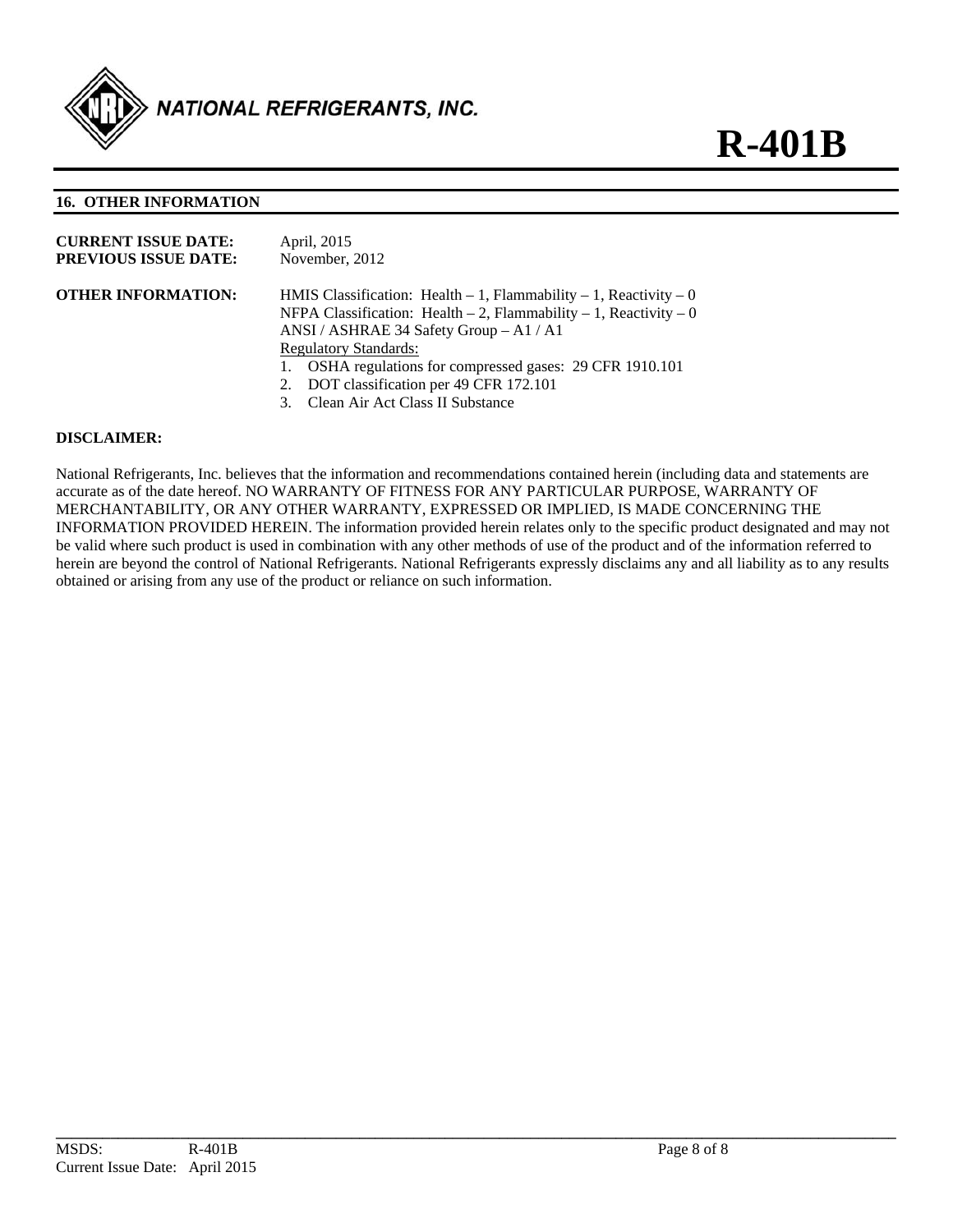## 16. OTHER INFORMATION

**CURRENT ISSUE DATE:** April, 2015
**PREVIOUS ISSUE DATE:** November, 2012

**OTHER INFORMATION:** HMIS Classification: Health – 1, Flammability – 1, Reactivity – 0
NFPA Classification: Health – 2, Flammability – 1, Reactivity – 0
ANSI / ASHRAE 34 Safety Group – A1 / A1
Regulatory Standards:

1. OSHA regulations for compressed gases: 29 CFR 1910.101
2. DOT classification per 49 CFR 172.101
3. Clean Air Act Class II Substance

**DISCLAIMER:**

National Refrigerants, Inc. believes that the information and recommendations contained herein (including data and statements are accurate as of the date hereof. NO WARRANTY OF FITNESS FOR ANY PARTICULAR PURPOSE, WARRANTY OF MERCHANTABILITY, OR ANY OTHER WARRANTY, EXPRESSED OR IMPLIED, IS MADE CONCERNING THE INFORMATION PROVIDED HEREIN. The information provided herein relates only to the specific product designated and may not be valid where such product is used in combination with any other methods of use of the product and of the information referred to herein are beyond the control of National Refrigerants. National Refrigerants expressly disclaims any and all liability as to any results obtained or arising from any use of the product or reliance on such information.